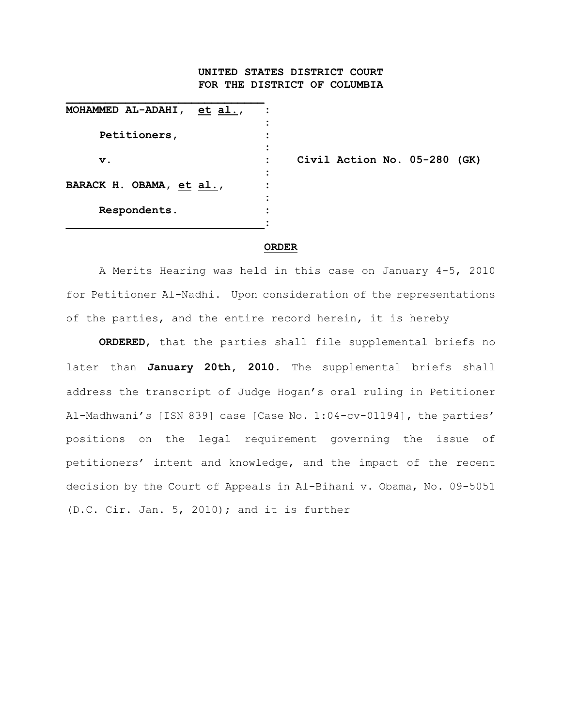**UNITED STATES DISTRICT COURT**
**FOR THE DISTRICT OF COLUMBIA**

| | | |
|---|---|---|
| **MOHAMMED AL-ADAHI, *et al.*,** | : | |
| **Petitioners,** | : | |
| **v.** | : | **Civil Action No. 05-280 (GK)** |
| **BARACK H. OBAMA, *et al.*,** | : | |
| **Respondents.** | : | |

**ORDER**

A Merits Hearing was held in this case on January 4-5, 2010 for Petitioner Al-Nadhi. Upon consideration of the representations of the parties, and the entire record herein, it is hereby

**ORDERED**, that the parties shall file supplemental briefs no later than **January 20th, 2010**. The supplemental briefs shall address the transcript of Judge Hogan's oral ruling in Petitioner Al-Madhwani's [ISN 839] case [Case No. 1:04-cv-01194], the parties' positions on the legal requirement governing the issue of petitioners' intent and knowledge, and the impact of the recent decision by the Court of Appeals in Al-Bihani v. Obama, No. 09-5051 (D.C. Cir. Jan. 5, 2010); and it is further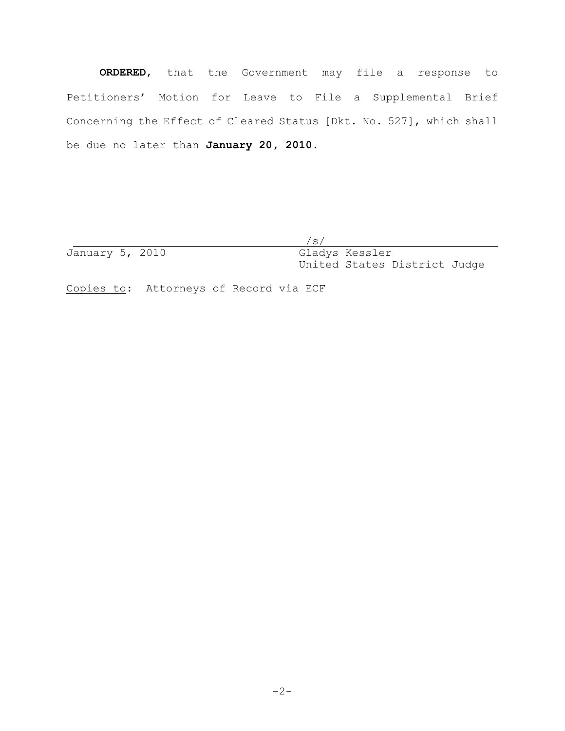**ORDERED**, that the Government may file a response to Petitioners' Motion for Leave to File a Supplemental Brief Concerning the Effect of Cleared Status [Dkt. No. 527], which shall be due no later than **January 20, 2010**.

/s/

January 5, 2010

Gladys Kessler
United States District Judge

Copies to: Attorneys of Record via ECF